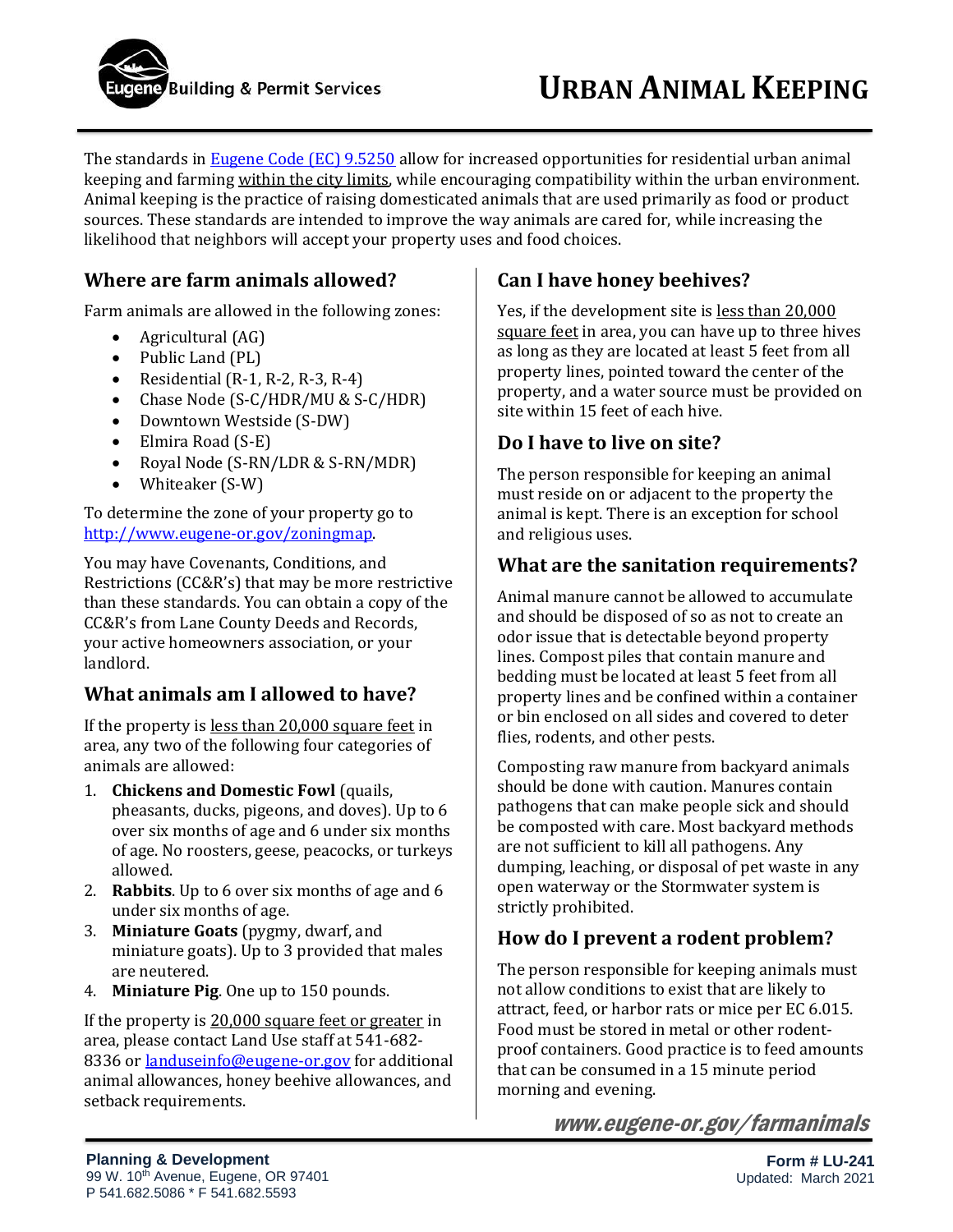Eugene Building & Permit Services

# URBAN ANIMAL KEEPING

The standards in [Eugene Code (EC) 9.5250] allow for increased opportunities for residential urban animal keeping and farming within the city limits, while encouraging compatibility within the urban environment. Animal keeping is the practice of raising domesticated animals that are used primarily as food or product sources. These standards are intended to improve the way animals are cared for, while increasing the likelihood that neighbors will accept your property uses and food choices.

## Where are farm animals allowed?

Farm animals are allowed in the following zones:

- Agricultural (AG)
- Public Land (PL)
- Residential (R-1, R-2, R-3, R-4)
- Chase Node (S-C/HDR/MU & S-C/HDR)
- Downtown Westside (S-DW)
- Elmira Road (S-E)
- Royal Node (S-RN/LDR & S-RN/MDR)
- Whiteaker (S-W)

To determine the zone of your property go to http://www.eugene-or.gov/zoningmap.

You may have Covenants, Conditions, and Restrictions (CC&R's) that may be more restrictive than these standards. You can obtain a copy of the CC&R's from Lane County Deeds and Records, your active homeowners association, or your landlord.

## What animals am I allowed to have?

If the property is less than 20,000 square feet in area, any two of the following four categories of animals are allowed:

1. **Chickens and Domestic Fowl** (quails, pheasants, ducks, pigeons, and doves). Up to 6 over six months of age and 6 under six months of age. No roosters, geese, peacocks, or turkeys allowed.
2. **Rabbits**. Up to 6 over six months of age and 6 under six months of age.
3. **Miniature Goats** (pygmy, dwarf, and miniature goats). Up to 3 provided that males are neutered.
4. **Miniature Pig**. One up to 150 pounds.

If the property is 20,000 square feet or greater in area, please contact Land Use staff at 541-682-8336 or landuseinfo@eugene-or.gov for additional animal allowances, honey beehive allowances, and setback requirements.

## Can I have honey beehives?

Yes, if the development site is less than 20,000 square feet in area, you can have up to three hives as long as they are located at least 5 feet from all property lines, pointed toward the center of the property, and a water source must be provided on site within 15 feet of each hive.

## Do I have to live on site?

The person responsible for keeping an animal must reside on or adjacent to the property the animal is kept. There is an exception for school and religious uses.

## What are the sanitation requirements?

Animal manure cannot be allowed to accumulate and should be disposed of so as not to create an odor issue that is detectable beyond property lines. Compost piles that contain manure and bedding must be located at least 5 feet from all property lines and be confined within a container or bin enclosed on all sides and covered to deter flies, rodents, and other pests.

Composting raw manure from backyard animals should be done with caution. Manures contain pathogens that can make people sick and should be composted with care. Most backyard methods are not sufficient to kill all pathogens. Any dumping, leaching, or disposal of pet waste in any open waterway or the Stormwater system is strictly prohibited.

## How do I prevent a rodent problem?

The person responsible for keeping animals must not allow conditions to exist that are likely to attract, feed, or harbor rats or mice per EC 6.015. Food must be stored in metal or other rodent-proof containers. Good practice is to feed amounts that can be consumed in a 15 minute period morning and evening.

*www.eugene-or.gov/farmanimals*

**Planning & Development**
99 W. 10th Avenue, Eugene, OR 97401
P 541.682.5086 * F 541.682.5593

**Form # LU-241**
Updated: March 2021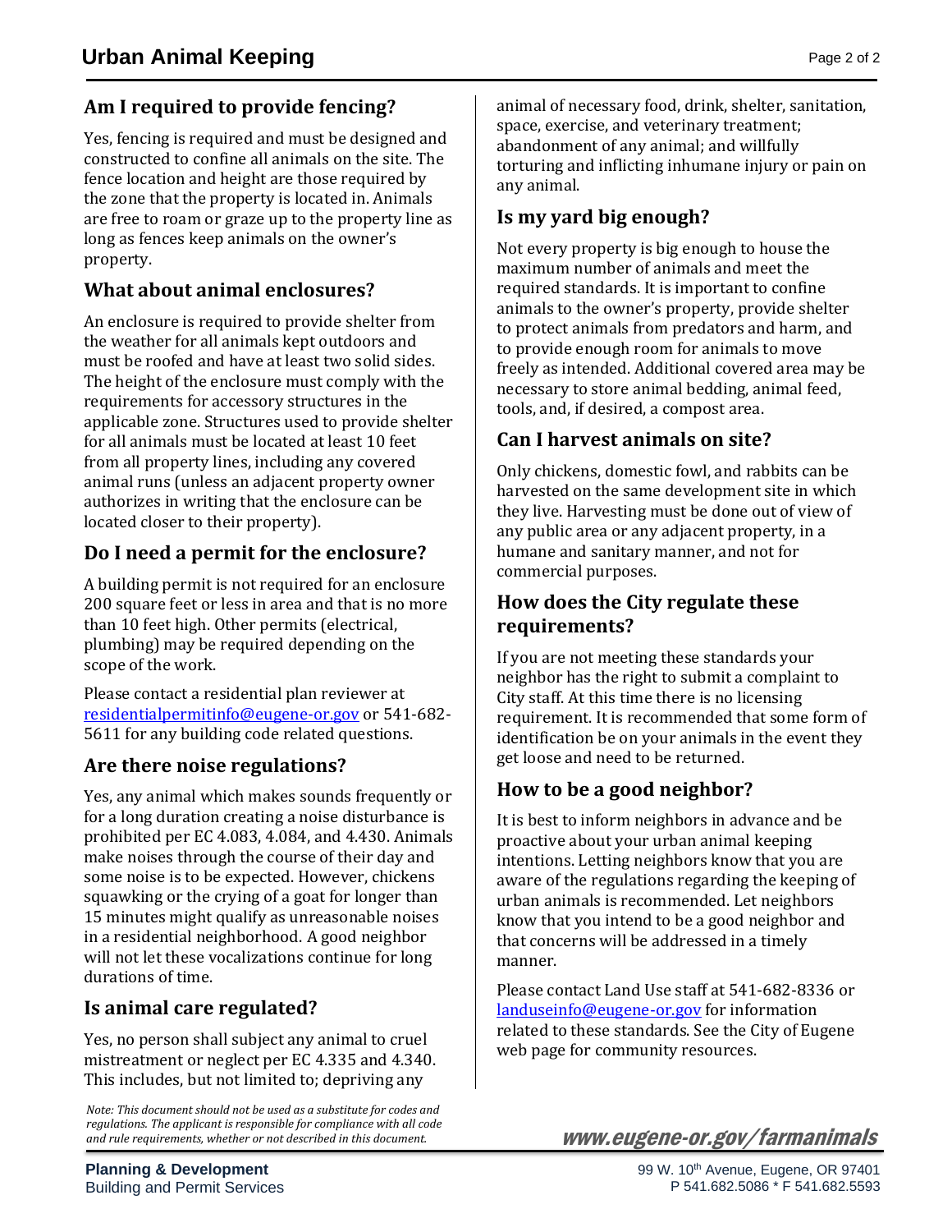## Am I required to provide fencing?

Yes, fencing is required and must be designed and constructed to confine all animals on the site. The fence location and height are those required by the zone that the property is located in. Animals are free to roam or graze up to the property line as long as fences keep animals on the owner's property.

## What about animal enclosures?

An enclosure is required to provide shelter from the weather for all animals kept outdoors and must be roofed and have at least two solid sides. The height of the enclosure must comply with the requirements for accessory structures in the applicable zone. Structures used to provide shelter for all animals must be located at least 10 feet from all property lines, including any covered animal runs (unless an adjacent property owner authorizes in writing that the enclosure can be located closer to their property).

## Do I need a permit for the enclosure?

A building permit is not required for an enclosure 200 square feet or less in area and that is no more than 10 feet high. Other permits (electrical, plumbing) may be required depending on the scope of the work.

Please contact a residential plan reviewer at residentialpermitinfo@eugene-or.gov or 541-682-5611 for any building code related questions.

## Are there noise regulations?

Yes, any animal which makes sounds frequently or for a long duration creating a noise disturbance is prohibited per EC 4.083, 4.084, and 4.430. Animals make noises through the course of their day and some noise is to be expected. However, chickens squawking or the crying of a goat for longer than 15 minutes might qualify as unreasonable noises in a residential neighborhood. A good neighbor will not let these vocalizations continue for long durations of time.

## Is animal care regulated?

Yes, no person shall subject any animal to cruel mistreatment or neglect per EC 4.335 and 4.340. This includes, but not limited to; depriving any animal of necessary food, drink, shelter, sanitation, space, exercise, and veterinary treatment; abandonment of any animal; and willfully torturing and inflicting inhumane injury or pain on any animal.

## Is my yard big enough?

Not every property is big enough to house the maximum number of animals and meet the required standards. It is important to confine animals to the owner's property, provide shelter to protect animals from predators and harm, and to provide enough room for animals to move freely as intended. Additional covered area may be necessary to store animal bedding, animal feed, tools, and, if desired, a compost area.

## Can I harvest animals on site?

Only chickens, domestic fowl, and rabbits can be harvested on the same development site in which they live. Harvesting must be done out of view of any public area or any adjacent property, in a humane and sanitary manner, and not for commercial purposes.

## How does the City regulate these requirements?

If you are not meeting these standards your neighbor has the right to submit a complaint to City staff. At this time there is no licensing requirement. It is recommended that some form of identification be on your animals in the event they get loose and need to be returned.

## How to be a good neighbor?

It is best to inform neighbors in advance and be proactive about your urban animal keeping intentions. Letting neighbors know that you are aware of the regulations regarding the keeping of urban animals is recommended. Let neighbors know that you intend to be a good neighbor and that concerns will be addressed in a timely manner.

Please contact Land Use staff at 541-682-8336 or landuseinfo@eugene-or.gov for information related to these standards. See the City of Eugene web page for community resources.

*Note: This document should not be used as a substitute for codes and regulations. The applicant is responsible for compliance with all code and rule requirements, whether or not described in this document.*

**www.eugene-or.gov/farmanimals**

**Planning & Development**
Building and Permit Services

99 W. 10th Avenue, Eugene, OR 97401
P 541.682.5086 * F 541.682.5593